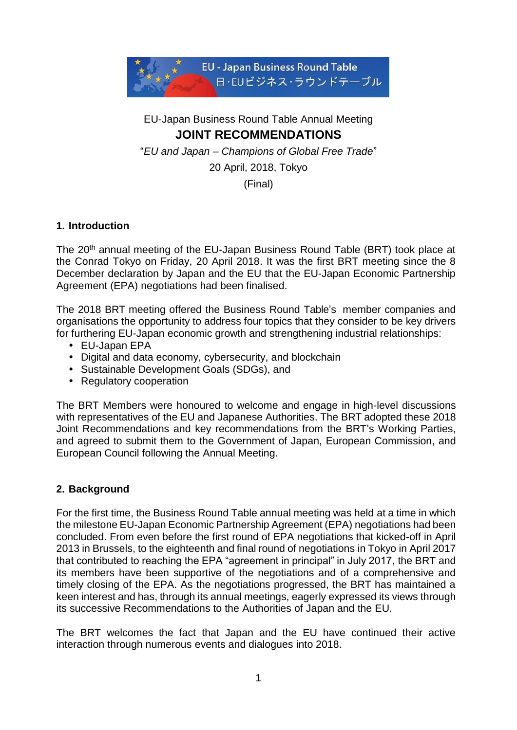EU - Japan Business Round Table
日·EUビジネス·ラウンドテーブル

EU-Japan Business Round Table Annual Meeting

# JOINT RECOMMENDATIONS

"*EU and Japan – Champions of Global Free Trade*"

20 April, 2018, Tokyo

(Final)

## 1. Introduction

The 20th annual meeting of the EU-Japan Business Round Table (BRT) took place at the Conrad Tokyo on Friday, 20 April 2018. It was the first BRT meeting since the 8 December declaration by Japan and the EU that the EU-Japan Economic Partnership Agreement (EPA) negotiations had been finalised.

The 2018 BRT meeting offered the Business Round Table's member companies and organisations the opportunity to address four topics that they consider to be key drivers for furthering EU-Japan economic growth and strengthening industrial relationships:

- EU-Japan EPA
- Digital and data economy, cybersecurity, and blockchain
- Sustainable Development Goals (SDGs), and
- Regulatory cooperation

The BRT Members were honoured to welcome and engage in high-level discussions with representatives of the EU and Japanese Authorities. The BRT adopted these 2018 Joint Recommendations and key recommendations from the BRT's Working Parties, and agreed to submit them to the Government of Japan, European Commission, and European Council following the Annual Meeting.

## 2. Background

For the first time, the Business Round Table annual meeting was held at a time in which the milestone EU-Japan Economic Partnership Agreement (EPA) negotiations had been concluded. From even before the first round of EPA negotiations that kicked-off in April 2013 in Brussels, to the eighteenth and final round of negotiations in Tokyo in April 2017 that contributed to reaching the EPA "agreement in principal" in July 2017, the BRT and its members have been supportive of the negotiations and of a comprehensive and timely closing of the EPA. As the negotiations progressed, the BRT has maintained a keen interest and has, through its annual meetings, eagerly expressed its views through its successive Recommendations to the Authorities of Japan and the EU.

The BRT welcomes the fact that Japan and the EU have continued their active interaction through numerous events and dialogues into 2018.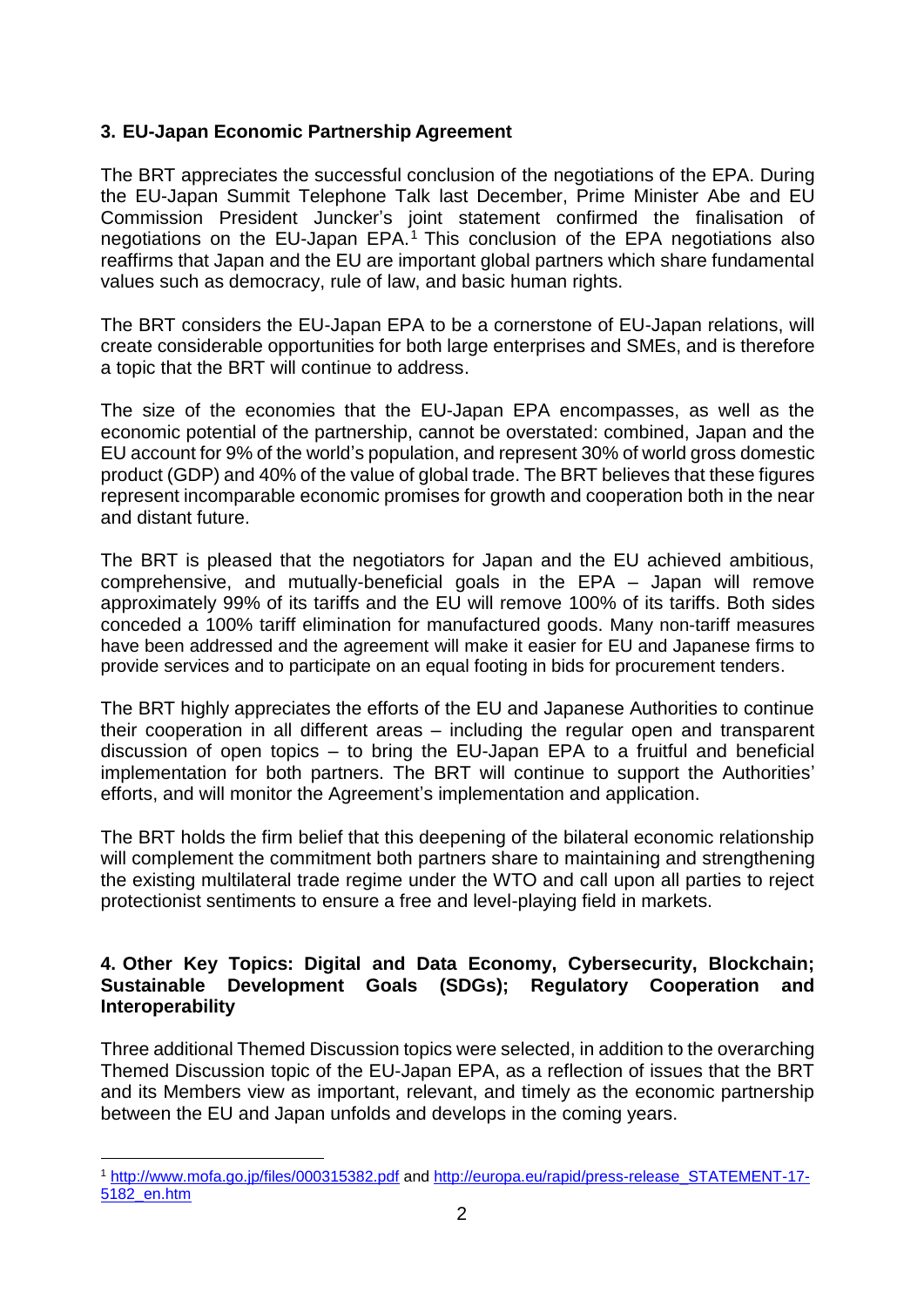## 3. EU-Japan Economic Partnership Agreement

The BRT appreciates the successful conclusion of the negotiations of the EPA. During the EU-Japan Summit Telephone Talk last December, Prime Minister Abe and EU Commission President Juncker's joint statement confirmed the finalisation of negotiations on the EU-Japan EPA.[1] This conclusion of the EPA negotiations also reaffirms that Japan and the EU are important global partners which share fundamental values such as democracy, rule of law, and basic human rights.

The BRT considers the EU-Japan EPA to be a cornerstone of EU-Japan relations, will create considerable opportunities for both large enterprises and SMEs, and is therefore a topic that the BRT will continue to address.

The size of the economies that the EU-Japan EPA encompasses, as well as the economic potential of the partnership, cannot be overstated: combined, Japan and the EU account for 9% of the world's population, and represent 30% of world gross domestic product (GDP) and 40% of the value of global trade. The BRT believes that these figures represent incomparable economic promises for growth and cooperation both in the near and distant future.

The BRT is pleased that the negotiators for Japan and the EU achieved ambitious, comprehensive, and mutually-beneficial goals in the EPA – Japan will remove approximately 99% of its tariffs and the EU will remove 100% of its tariffs. Both sides conceded a 100% tariff elimination for manufactured goods. Many non-tariff measures have been addressed and the agreement will make it easier for EU and Japanese firms to provide services and to participate on an equal footing in bids for procurement tenders.

The BRT highly appreciates the efforts of the EU and Japanese Authorities to continue their cooperation in all different areas – including the regular open and transparent discussion of open topics – to bring the EU-Japan EPA to a fruitful and beneficial implementation for both partners. The BRT will continue to support the Authorities' efforts, and will monitor the Agreement's implementation and application.

The BRT holds the firm belief that this deepening of the bilateral economic relationship will complement the commitment both partners share to maintaining and strengthening the existing multilateral trade regime under the WTO and call upon all parties to reject protectionist sentiments to ensure a free and level-playing field in markets.

## 4. Other Key Topics: Digital and Data Economy, Cybersecurity, Blockchain; Sustainable Development Goals (SDGs); Regulatory Cooperation and Interoperability

Three additional Themed Discussion topics were selected, in addition to the overarching Themed Discussion topic of the EU-Japan EPA, as a reflection of issues that the BRT and its Members view as important, relevant, and timely as the economic partnership between the EU and Japan unfolds and develops in the coming years.

---

[1] http://www.mofa.go.jp/files/000315382.pdf and http://europa.eu/rapid/press-release_STATEMENT-17-5182_en.htm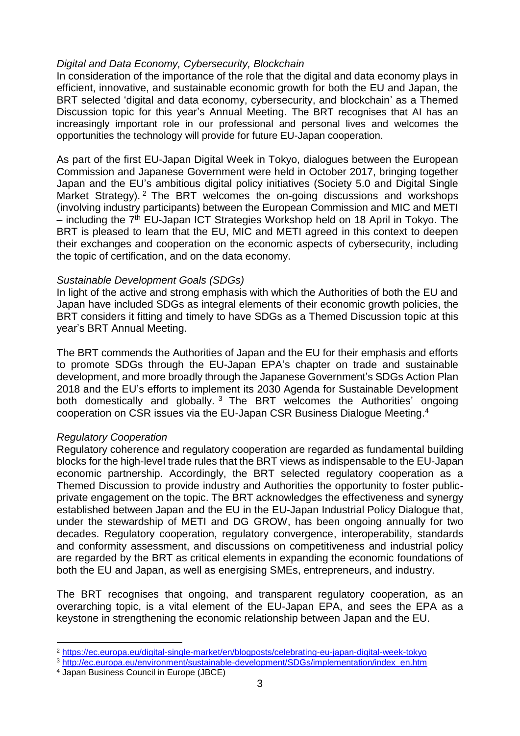*Digital and Data Economy, Cybersecurity, Blockchain*

In consideration of the importance of the role that the digital and data economy plays in efficient, innovative, and sustainable economic growth for both the EU and Japan, the BRT selected 'digital and data economy, cybersecurity, and blockchain' as a Themed Discussion topic for this year's Annual Meeting. The BRT recognises that AI has an increasingly important role in our professional and personal lives and welcomes the opportunities the technology will provide for future EU-Japan cooperation.

As part of the first EU-Japan Digital Week in Tokyo, dialogues between the European Commission and Japanese Government were held in October 2017, bringing together Japan and the EU's ambitious digital policy initiatives (Society 5.0 and Digital Single Market Strategy).[2] The BRT welcomes the on-going discussions and workshops (involving industry participants) between the European Commission and MIC and METI – including the 7th EU-Japan ICT Strategies Workshop held on 18 April in Tokyo. The BRT is pleased to learn that the EU, MIC and METI agreed in this context to deepen their exchanges and cooperation on the economic aspects of cybersecurity, including the topic of certification, and on the data economy.

*Sustainable Development Goals (SDGs)*

In light of the active and strong emphasis with which the Authorities of both the EU and Japan have included SDGs as integral elements of their economic growth policies, the BRT considers it fitting and timely to have SDGs as a Themed Discussion topic at this year's BRT Annual Meeting.

The BRT commends the Authorities of Japan and the EU for their emphasis and efforts to promote SDGs through the EU-Japan EPA's chapter on trade and sustainable development, and more broadly through the Japanese Government's SDGs Action Plan 2018 and the EU's efforts to implement its 2030 Agenda for Sustainable Development both domestically and globally.[3] The BRT welcomes the Authorities' ongoing cooperation on CSR issues via the EU-Japan CSR Business Dialogue Meeting.[4]

*Regulatory Cooperation*

Regulatory coherence and regulatory cooperation are regarded as fundamental building blocks for the high-level trade rules that the BRT views as indispensable to the EU-Japan economic partnership. Accordingly, the BRT selected regulatory cooperation as a Themed Discussion to provide industry and Authorities the opportunity to foster public-private engagement on the topic. The BRT acknowledges the effectiveness and synergy established between Japan and the EU in the EU-Japan Industrial Policy Dialogue that, under the stewardship of METI and DG GROW, has been ongoing annually for two decades. Regulatory cooperation, regulatory convergence, interoperability, standards and conformity assessment, and discussions on competitiveness and industrial policy are regarded by the BRT as critical elements in expanding the economic foundations of both the EU and Japan, as well as energising SMEs, entrepreneurs, and industry.

The BRT recognises that ongoing, and transparent regulatory cooperation, as an overarching topic, is a vital element of the EU-Japan EPA, and sees the EPA as a keystone in strengthening the economic relationship between Japan and the EU.

---

[2] https://ec.europa.eu/digital-single-market/en/blogposts/celebrating-eu-japan-digital-week-tokyo

[3] http://ec.europa.eu/environment/sustainable-development/SDGs/implementation/index_en.htm

[4] Japan Business Council in Europe (JBCE)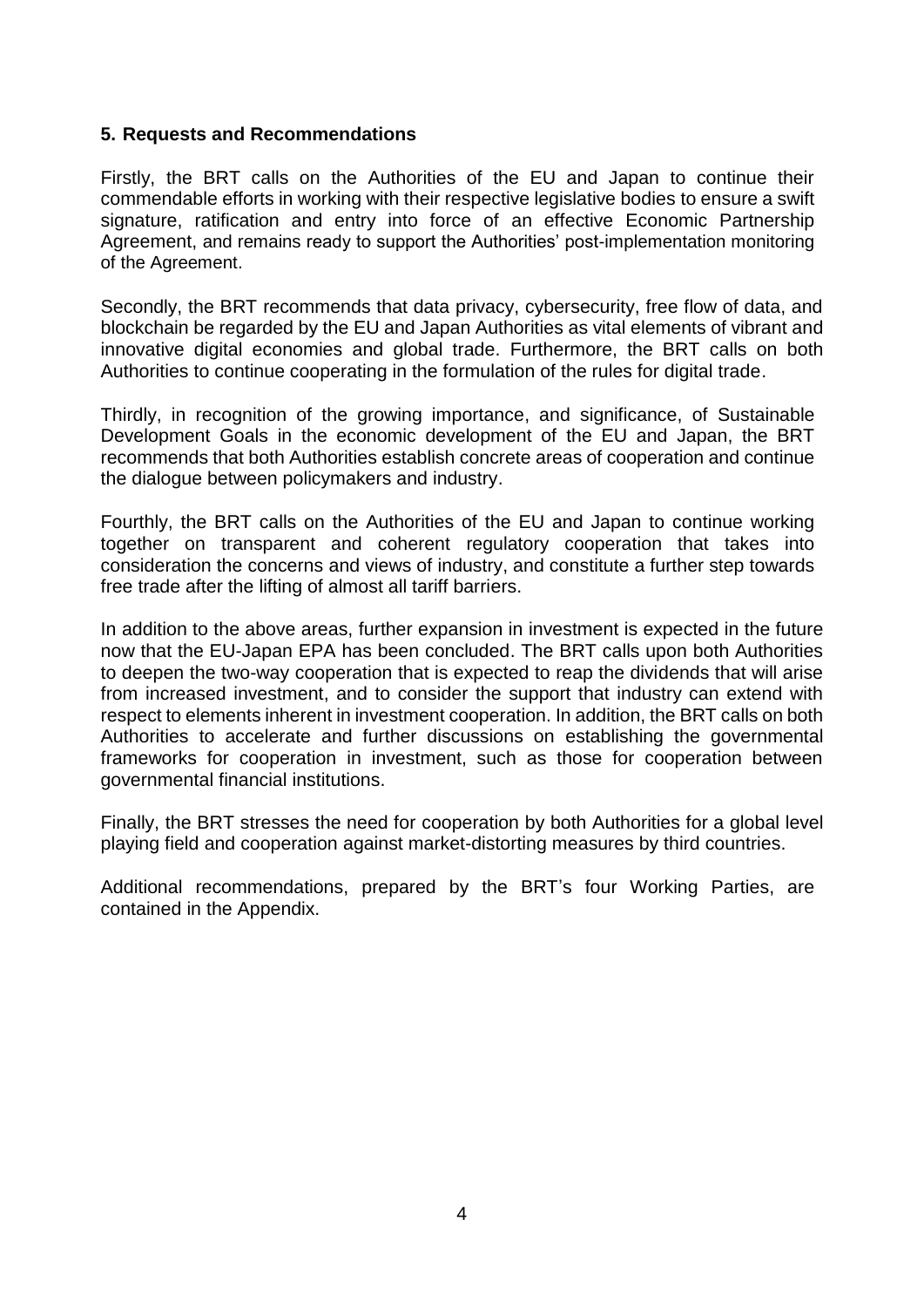## 5. Requests and Recommendations

Firstly, the BRT calls on the Authorities of the EU and Japan to continue their commendable efforts in working with their respective legislative bodies to ensure a swift signature, ratification and entry into force of an effective Economic Partnership Agreement, and remains ready to support the Authorities' post-implementation monitoring of the Agreement.

Secondly, the BRT recommends that data privacy, cybersecurity, free flow of data, and blockchain be regarded by the EU and Japan Authorities as vital elements of vibrant and innovative digital economies and global trade. Furthermore, the BRT calls on both Authorities to continue cooperating in the formulation of the rules for digital trade.

Thirdly, in recognition of the growing importance, and significance, of Sustainable Development Goals in the economic development of the EU and Japan, the BRT recommends that both Authorities establish concrete areas of cooperation and continue the dialogue between policymakers and industry.

Fourthly, the BRT calls on the Authorities of the EU and Japan to continue working together on transparent and coherent regulatory cooperation that takes into consideration the concerns and views of industry, and constitute a further step towards free trade after the lifting of almost all tariff barriers.

In addition to the above areas, further expansion in investment is expected in the future now that the EU-Japan EPA has been concluded. The BRT calls upon both Authorities to deepen the two-way cooperation that is expected to reap the dividends that will arise from increased investment, and to consider the support that industry can extend with respect to elements inherent in investment cooperation. In addition, the BRT calls on both Authorities to accelerate and further discussions on establishing the governmental frameworks for cooperation in investment, such as those for cooperation between governmental financial institutions.

Finally, the BRT stresses the need for cooperation by both Authorities for a global level playing field and cooperation against market-distorting measures by third countries.

Additional recommendations, prepared by the BRT's four Working Parties, are contained in the Appendix.